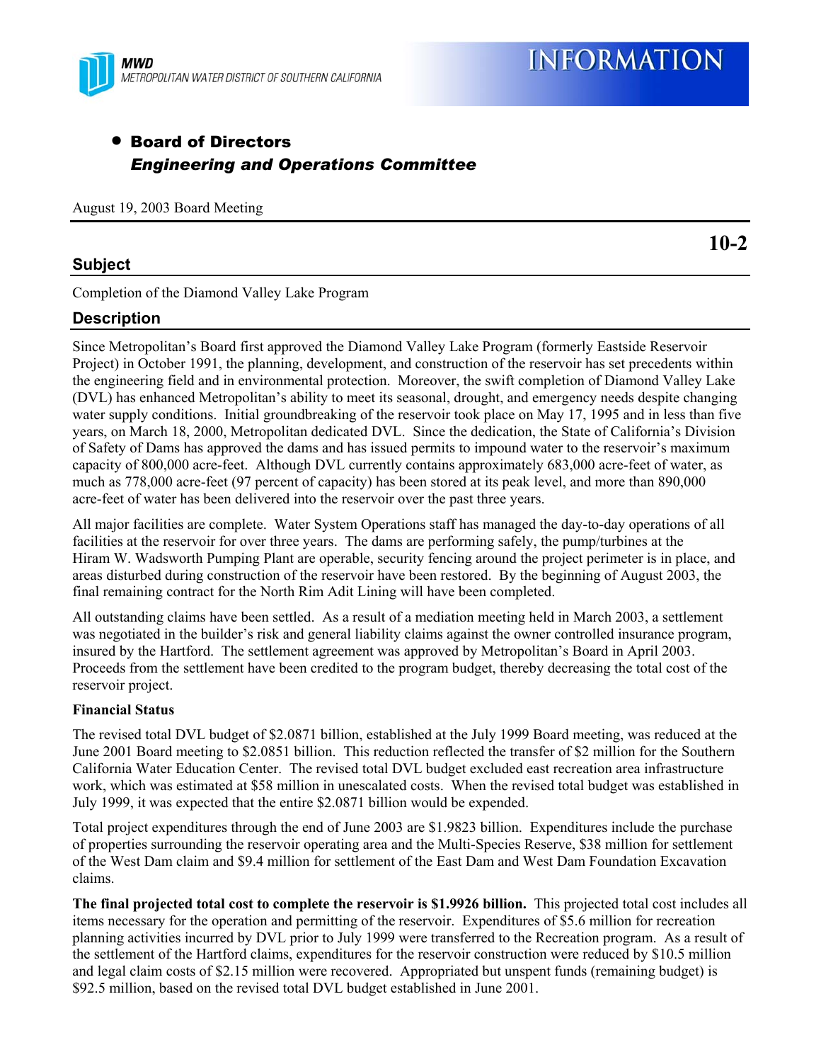MWD
METROPOLITAN WATER DISTRICT OF SOUTHERN CALIFORNIA

# INFORMATION

- **Board of Directors**
  ***Engineering and Operations Committee***

August 19, 2003 Board Meeting

**10-2**

## Subject

Completion of the Diamond Valley Lake Program

## Description

Since Metropolitan's Board first approved the Diamond Valley Lake Program (formerly Eastside Reservoir Project) in October 1991, the planning, development, and construction of the reservoir has set precedents within the engineering field and in environmental protection. Moreover, the swift completion of Diamond Valley Lake (DVL) has enhanced Metropolitan's ability to meet its seasonal, drought, and emergency needs despite changing water supply conditions. Initial groundbreaking of the reservoir took place on May 17, 1995 and in less than five years, on March 18, 2000, Metropolitan dedicated DVL. Since the dedication, the State of California's Division of Safety of Dams has approved the dams and has issued permits to impound water to the reservoir's maximum capacity of 800,000 acre-feet. Although DVL currently contains approximately 683,000 acre-feet of water, as much as 778,000 acre-feet (97 percent of capacity) has been stored at its peak level, and more than 890,000 acre-feet of water has been delivered into the reservoir over the past three years.

All major facilities are complete. Water System Operations staff has managed the day-to-day operations of all facilities at the reservoir for over three years. The dams are performing safely, the pump/turbines at the Hiram W. Wadsworth Pumping Plant are operable, security fencing around the project perimeter is in place, and areas disturbed during construction of the reservoir have been restored. By the beginning of August 2003, the final remaining contract for the North Rim Adit Lining will have been completed.

All outstanding claims have been settled. As a result of a mediation meeting held in March 2003, a settlement was negotiated in the builder's risk and general liability claims against the owner controlled insurance program, insured by the Hartford. The settlement agreement was approved by Metropolitan's Board in April 2003. Proceeds from the settlement have been credited to the program budget, thereby decreasing the total cost of the reservoir project.

### Financial Status

The revised total DVL budget of $2.0871 billion, established at the July 1999 Board meeting, was reduced at the June 2001 Board meeting to $2.0851 billion. This reduction reflected the transfer of $2 million for the Southern California Water Education Center. The revised total DVL budget excluded east recreation area infrastructure work, which was estimated at $58 million in unescalated costs. When the revised total budget was established in July 1999, it was expected that the entire $2.0871 billion would be expended.

Total project expenditures through the end of June 2003 are $1.9823 billion. Expenditures include the purchase of properties surrounding the reservoir operating area and the Multi-Species Reserve, $38 million for settlement of the West Dam claim and $9.4 million for settlement of the East Dam and West Dam Foundation Excavation claims.

**The final projected total cost to complete the reservoir is $1.9926 billion.** This projected total cost includes all items necessary for the operation and permitting of the reservoir. Expenditures of $5.6 million for recreation planning activities incurred by DVL prior to July 1999 were transferred to the Recreation program. As a result of the settlement of the Hartford claims, expenditures for the reservoir construction were reduced by $10.5 million and legal claim costs of $2.15 million were recovered. Appropriated but unspent funds (remaining budget) is $92.5 million, based on the revised total DVL budget established in June 2001.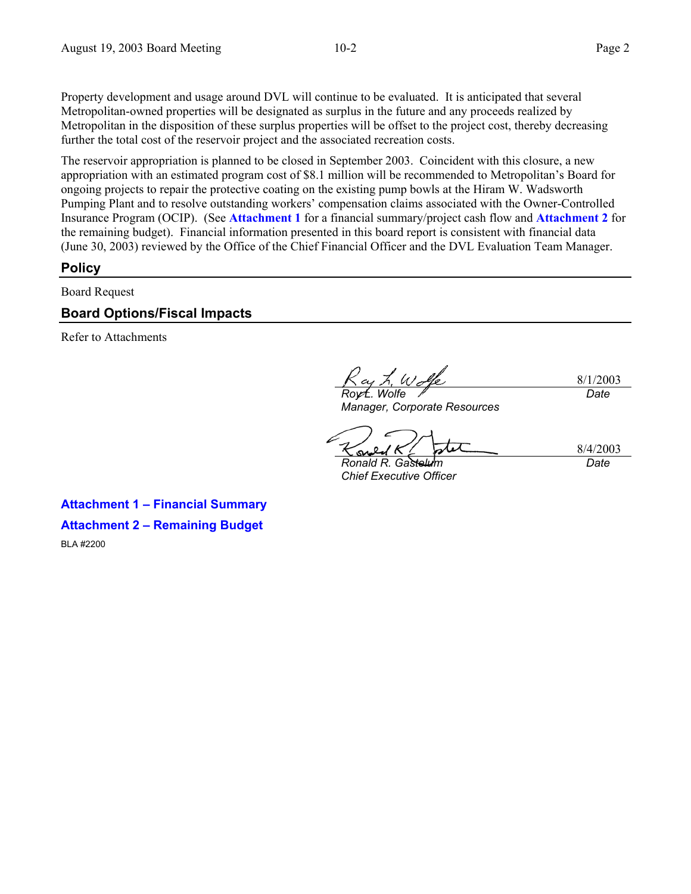Property development and usage around DVL will continue to be evaluated. It is anticipated that several Metropolitan-owned properties will be designated as surplus in the future and any proceeds realized by Metropolitan in the disposition of these surplus properties will be offset to the project cost, thereby decreasing further the total cost of the reservoir project and the associated recreation costs.

The reservoir appropriation is planned to be closed in September 2003. Coincident with this closure, a new appropriation with an estimated program cost of $8.1 million will be recommended to Metropolitan's Board for ongoing projects to repair the protective coating on the existing pump bowls at the Hiram W. Wadsworth Pumping Plant and to resolve outstanding workers' compensation claims associated with the Owner-Controlled Insurance Program (OCIP). (See **Attachment 1** for a financial summary/project cash flow and **Attachment 2** for the remaining budget). Financial information presented in this board report is consistent with financial data (June 30, 2003) reviewed by the Office of the Chief Financial Officer and the DVL Evaluation Team Manager.

## Policy

Board Request

## Board Options/Fiscal Impacts

Refer to Attachments

| | |
|---|---|
| *Roy L. Wolfe*<br>*Manager, Corporate Resources* | 8/1/2003<br>*Date* |
| *Ronald R. Gastelum*<br>*Chief Executive Officer* | 8/4/2003<br>*Date* |

**Attachment 1 – Financial Summary**

**Attachment 2 – Remaining Budget**

BLA #2200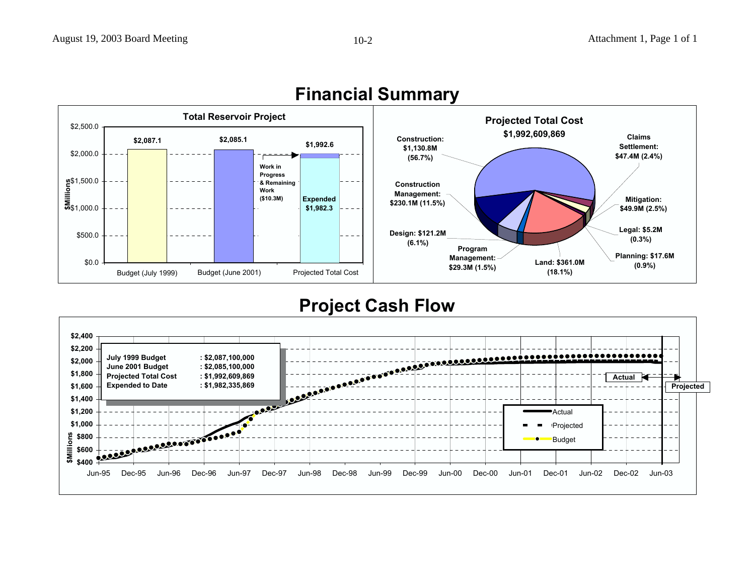# Financial Summary

## Total Reservoir Project

| | $Millions |
|---|---|
| Budget (July 1999) | $2,087.1 |
| Budget (June 2001) | $2,085.1 |
| Projected Total Cost | $1,992.6 |

Projected Total Cost: Expended $1,982.3; Work in Progress & Remaining Work ($10.3M)

## Projected Total Cost

**$1,992,609,869**

- Construction: $1,130.8M (56.7%)
- Construction Management: $230.1M (11.5%)
- Design: $121.2M (6.1%)
- Program Management: $29.3M (1.5%)
- Land: $361.0M (18.1%)
- Planning: $17.6M (0.9%)
- Legal: $5.2M (0.3%)
- Mitigation: $49.9M (2.5%)
- Claims Settlement: $47.4M (2.4%)

# Project Cash Flow

| | |
|---|---|
| July 1999 Budget | : $2,087,100,000 |
| June 2001 Budget | : $2,085,100,000 |
| Projected Total Cost | : $1,992,609,869 |
| Expended to Date | : $1,982,335,869 |

Legend: Actual, Projected, Budget

Y-axis: $Millions ($400 to $2,400); X-axis: Jun-95 to Jun-03. Actual / Projected divider at Jun-03.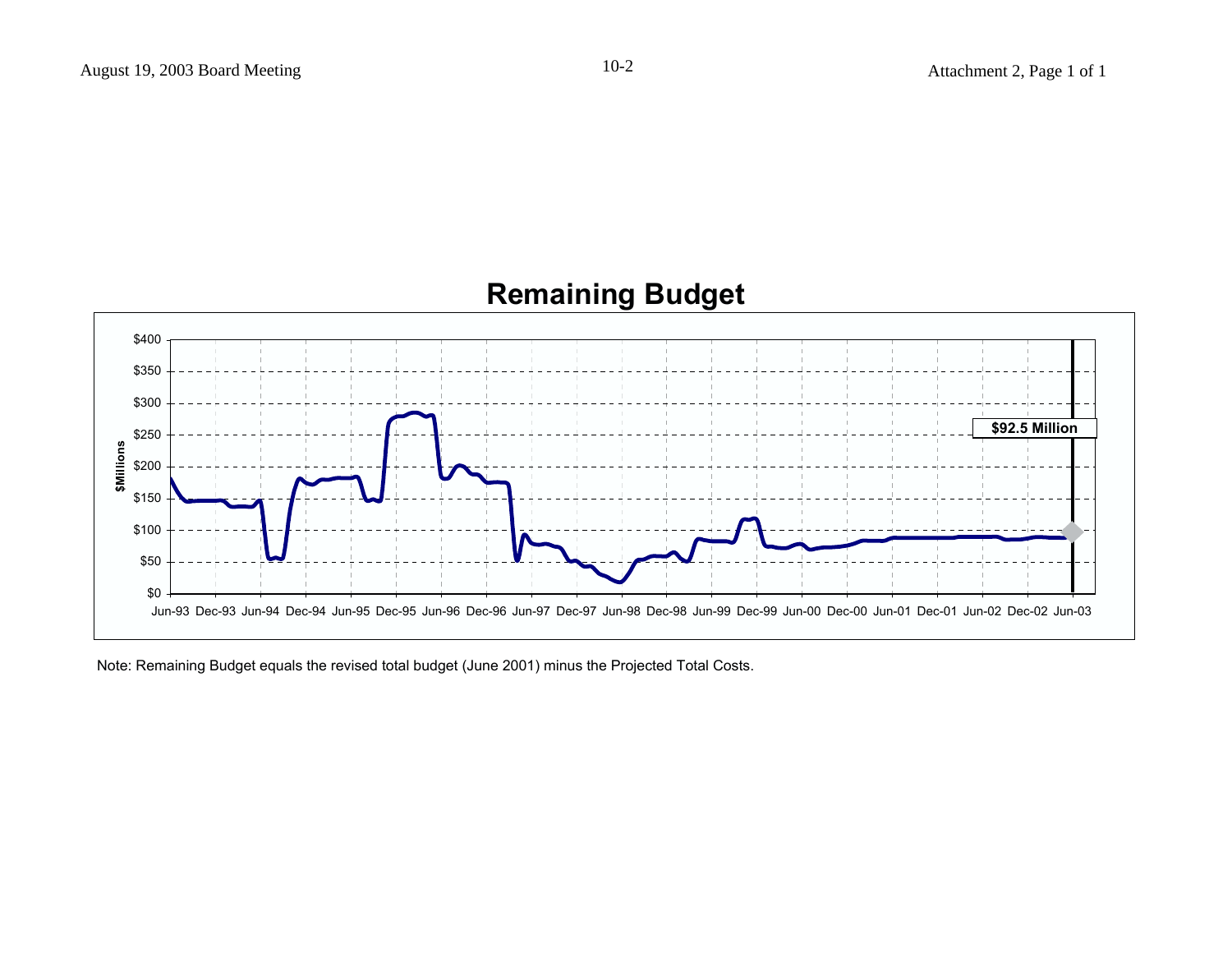# Remaining Budget

$400
$350
$300
$250
$200
$150
$100
$50
$0

$Millions

Jun-93 Dec-93 Jun-94 Dec-94 Jun-95 Dec-95 Jun-96 Dec-96 Jun-97 Dec-97 Jun-98 Dec-98 Jun-99 Dec-99 Jun-00 Dec-00 Jun-01 Dec-01 Jun-02 Dec-02 Jun-03

**$92.5 Million**

Note: Remaining Budget equals the revised total budget (June 2001) minus the Projected Total Costs.